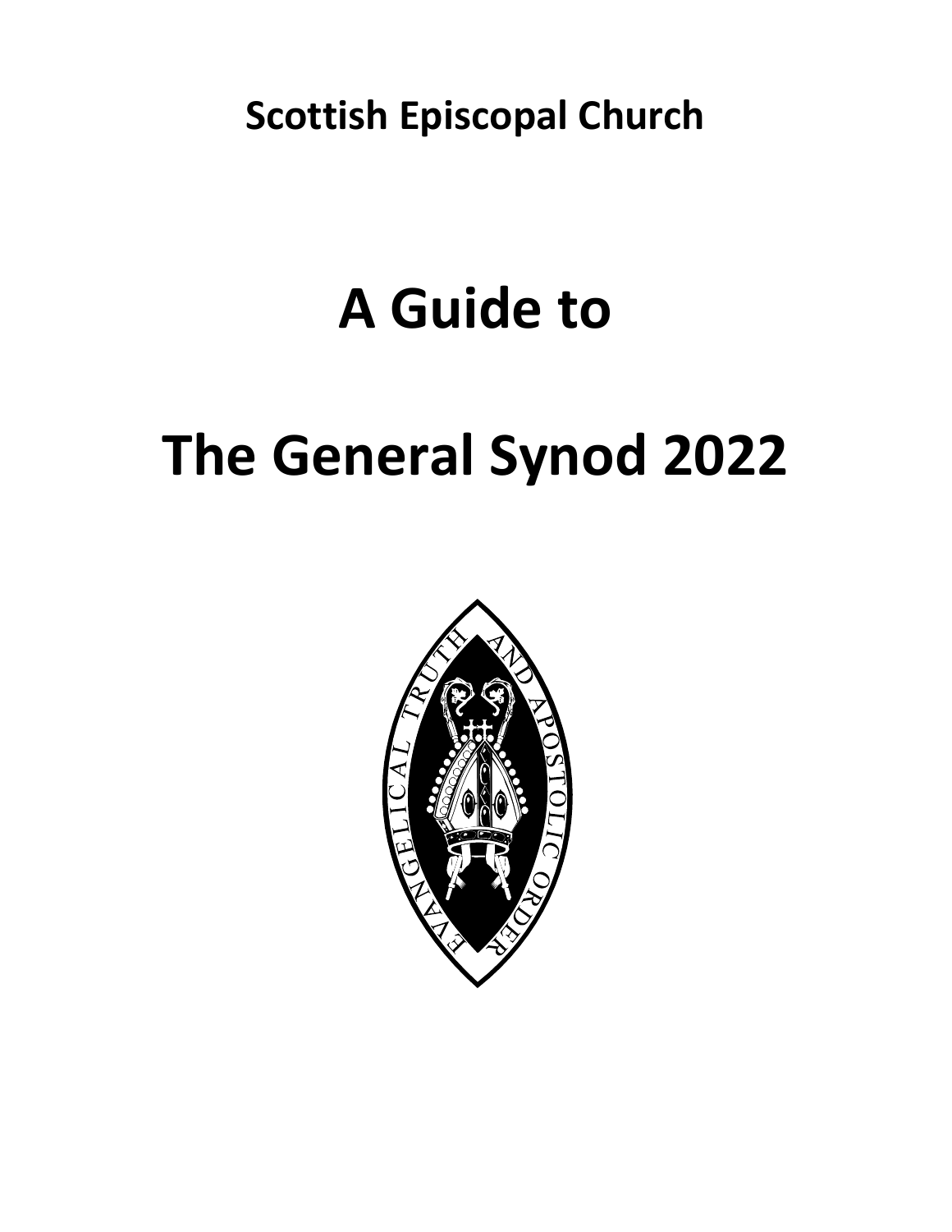**Scottish Episcopal Church**

# A Guide to

# The General Synod 2022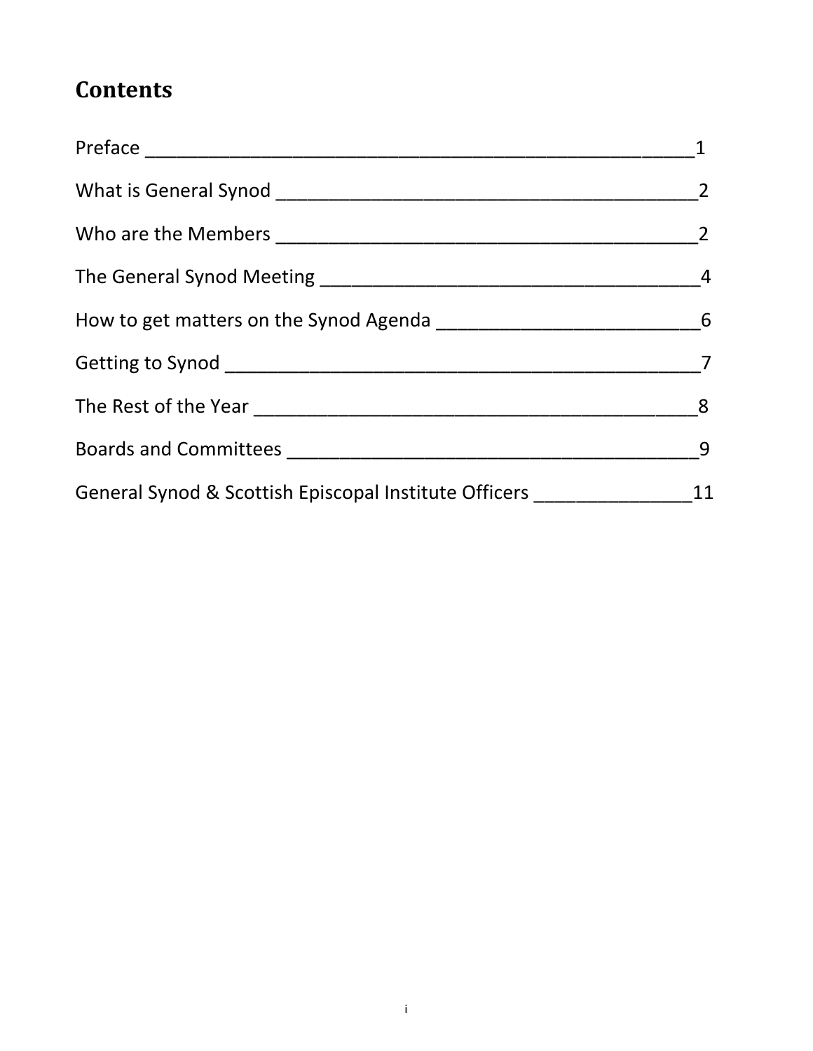## Contents

Preface _______________________________________________1

What is General Synod __________________________________2

Who are the Members __________________________________2

The General Synod Meeting ______________________________4

How to get matters on the Synod Agenda ____________________6

Getting to Synod _______________________________________7

The Rest of the Year ____________________________________8

Boards and Committees _________________________________9

General Synod & Scottish Episcopal Institute Officers ______________11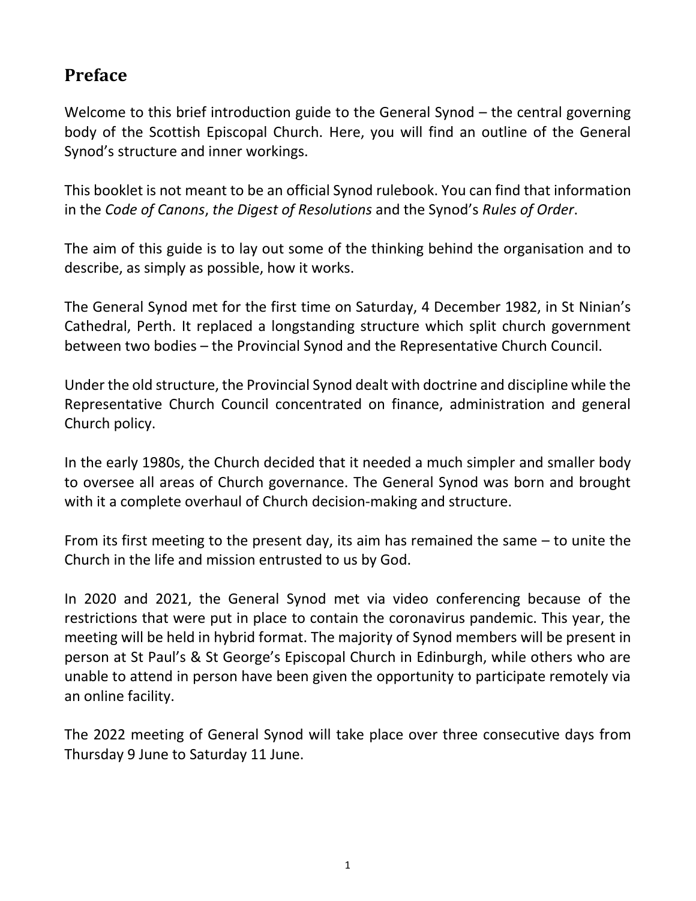## Preface

Welcome to this brief introduction guide to the General Synod – the central governing body of the Scottish Episcopal Church. Here, you will find an outline of the General Synod's structure and inner workings.

This booklet is not meant to be an official Synod rulebook. You can find that information in the *Code of Canons*, *the Digest of Resolutions* and the Synod's *Rules of Order*.

The aim of this guide is to lay out some of the thinking behind the organisation and to describe, as simply as possible, how it works.

The General Synod met for the first time on Saturday, 4 December 1982, in St Ninian's Cathedral, Perth. It replaced a longstanding structure which split church government between two bodies – the Provincial Synod and the Representative Church Council.

Under the old structure, the Provincial Synod dealt with doctrine and discipline while the Representative Church Council concentrated on finance, administration and general Church policy.

In the early 1980s, the Church decided that it needed a much simpler and smaller body to oversee all areas of Church governance. The General Synod was born and brought with it a complete overhaul of Church decision-making and structure.

From its first meeting to the present day, its aim has remained the same – to unite the Church in the life and mission entrusted to us by God.

In 2020 and 2021, the General Synod met via video conferencing because of the restrictions that were put in place to contain the coronavirus pandemic. This year, the meeting will be held in hybrid format. The majority of Synod members will be present in person at St Paul's & St George's Episcopal Church in Edinburgh, while others who are unable to attend in person have been given the opportunity to participate remotely via an online facility.

The 2022 meeting of General Synod will take place over three consecutive days from Thursday 9 June to Saturday 11 June.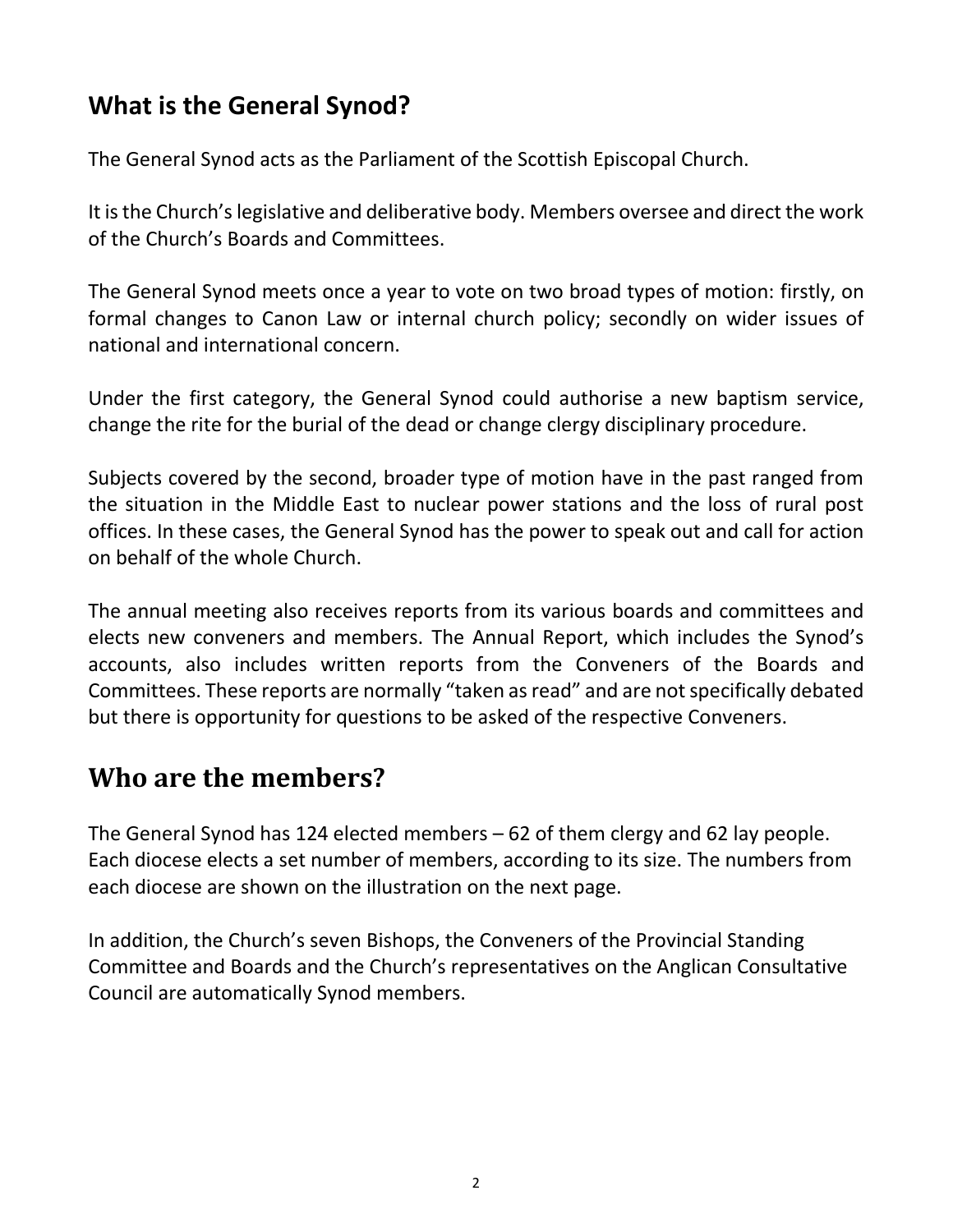## What is the General Synod?

The General Synod acts as the Parliament of the Scottish Episcopal Church.

It is the Church's legislative and deliberative body. Members oversee and direct the work of the Church's Boards and Committees.

The General Synod meets once a year to vote on two broad types of motion: firstly, on formal changes to Canon Law or internal church policy; secondly on wider issues of national and international concern.

Under the first category, the General Synod could authorise a new baptism service, change the rite for the burial of the dead or change clergy disciplinary procedure.

Subjects covered by the second, broader type of motion have in the past ranged from the situation in the Middle East to nuclear power stations and the loss of rural post offices. In these cases, the General Synod has the power to speak out and call for action on behalf of the whole Church.

The annual meeting also receives reports from its various boards and committees and elects new conveners and members. The Annual Report, which includes the Synod's accounts, also includes written reports from the Conveners of the Boards and Committees. These reports are normally "taken as read" and are not specifically debated but there is opportunity for questions to be asked of the respective Conveners.

## Who are the members?

The General Synod has 124 elected members – 62 of them clergy and 62 lay people. Each diocese elects a set number of members, according to its size. The numbers from each diocese are shown on the illustration on the next page.

In addition, the Church's seven Bishops, the Conveners of the Provincial Standing Committee and Boards and the Church's representatives on the Anglican Consultative Council are automatically Synod members.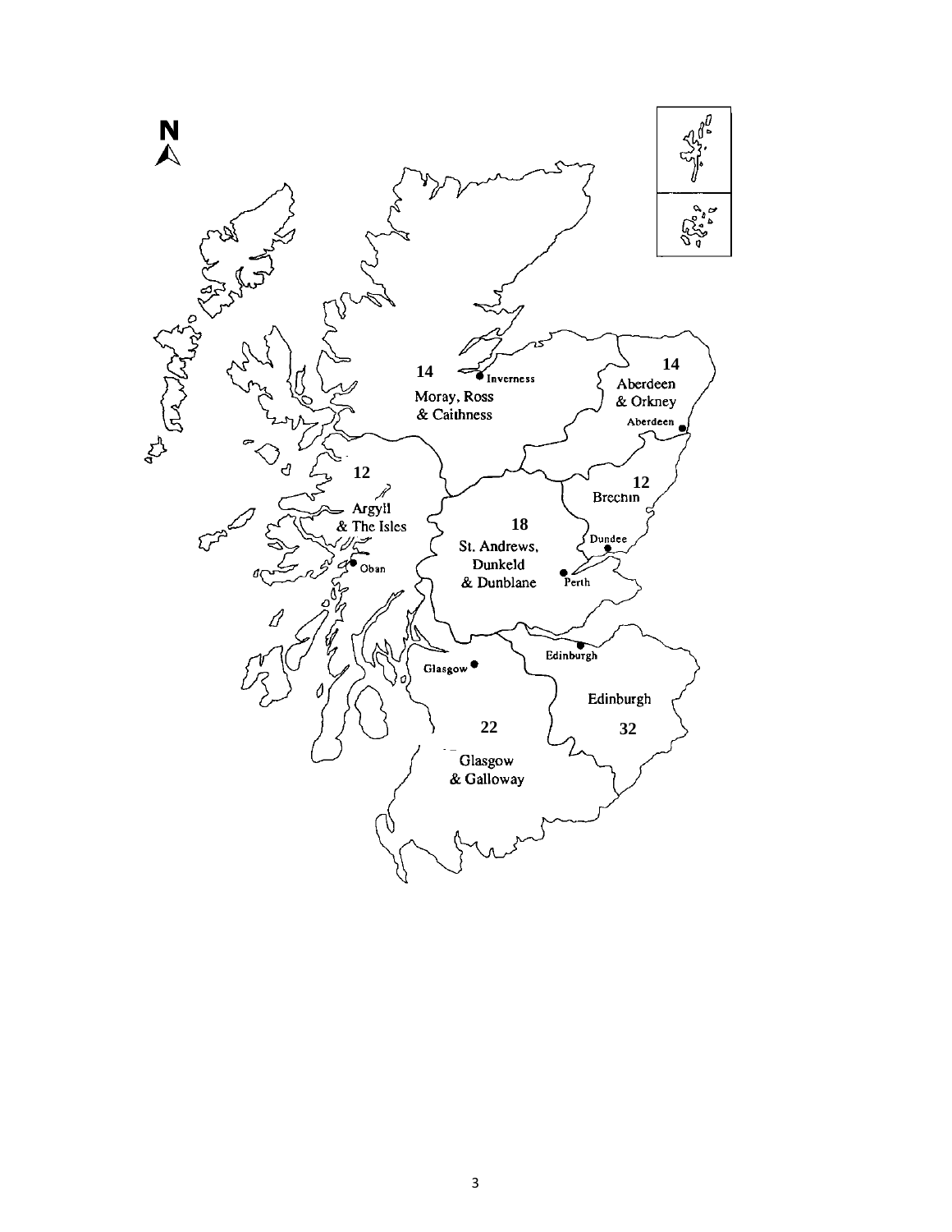N

14
Inverness
Moray, Ross
& Caithness

14
Aberdeen
& Orkney
Aberdeen

12
Argyll
& The Isles
Oban

12
Brechin

18
St. Andrews,
Dunkeld
& Dunblane
Dundee
Perth

Edinburgh
Glasgow

Edinburgh
32

22
Glasgow
& Galloway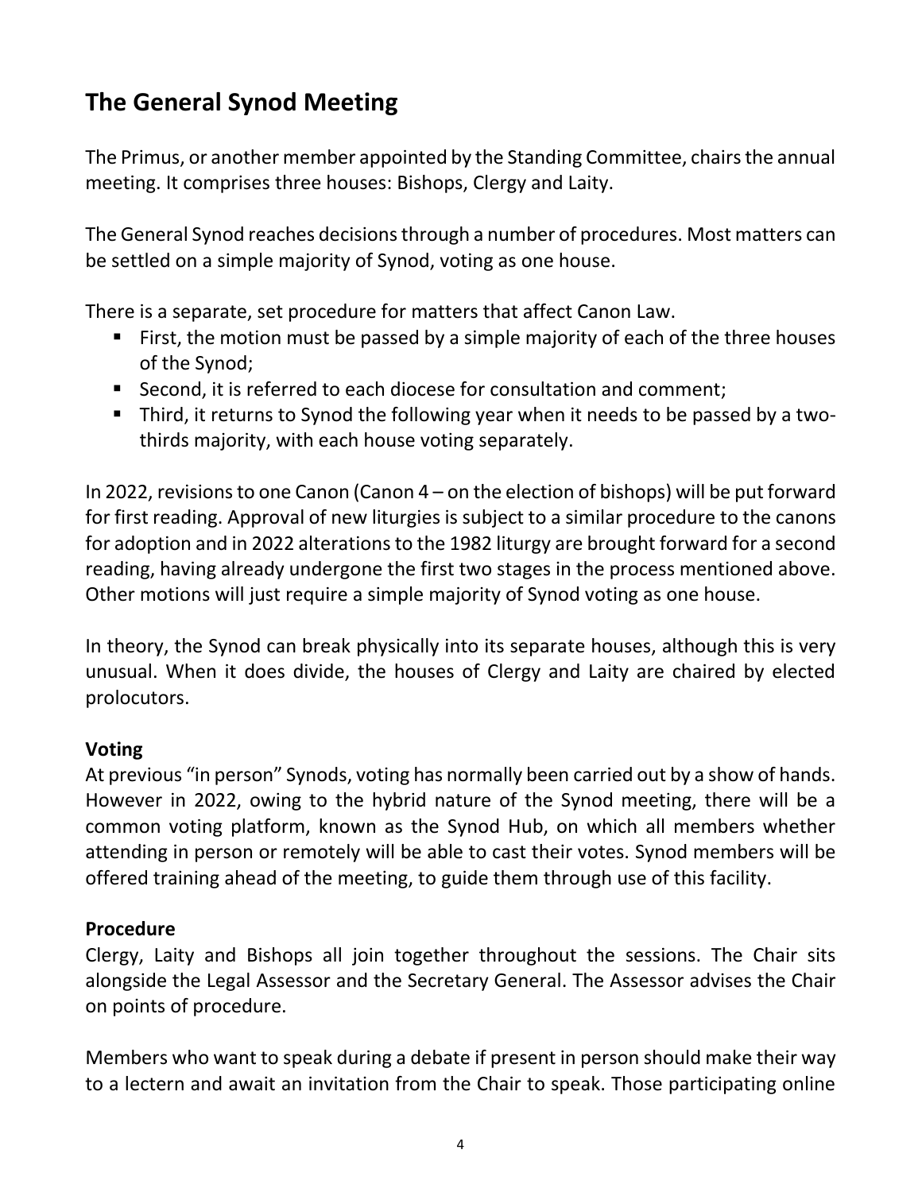## The General Synod Meeting

The Primus, or another member appointed by the Standing Committee, chairs the annual meeting. It comprises three houses: Bishops, Clergy and Laity.

The General Synod reaches decisions through a number of procedures. Most matters can be settled on a simple majority of Synod, voting as one house.

There is a separate, set procedure for matters that affect Canon Law.

- First, the motion must be passed by a simple majority of each of the three houses of the Synod;
- Second, it is referred to each diocese for consultation and comment;
- Third, it returns to Synod the following year when it needs to be passed by a two-thirds majority, with each house voting separately.

In 2022, revisions to one Canon (Canon 4 – on the election of bishops) will be put forward for first reading. Approval of new liturgies is subject to a similar procedure to the canons for adoption and in 2022 alterations to the 1982 liturgy are brought forward for a second reading, having already undergone the first two stages in the process mentioned above. Other motions will just require a simple majority of Synod voting as one house.

In theory, the Synod can break physically into its separate houses, although this is very unusual. When it does divide, the houses of Clergy and Laity are chaired by elected prolocutors.

### Voting

At previous "in person" Synods, voting has normally been carried out by a show of hands. However in 2022, owing to the hybrid nature of the Synod meeting, there will be a common voting platform, known as the Synod Hub, on which all members whether attending in person or remotely will be able to cast their votes. Synod members will be offered training ahead of the meeting, to guide them through use of this facility.

### Procedure

Clergy, Laity and Bishops all join together throughout the sessions. The Chair sits alongside the Legal Assessor and the Secretary General. The Assessor advises the Chair on points of procedure.

Members who want to speak during a debate if present in person should make their way to a lectern and await an invitation from the Chair to speak. Those participating online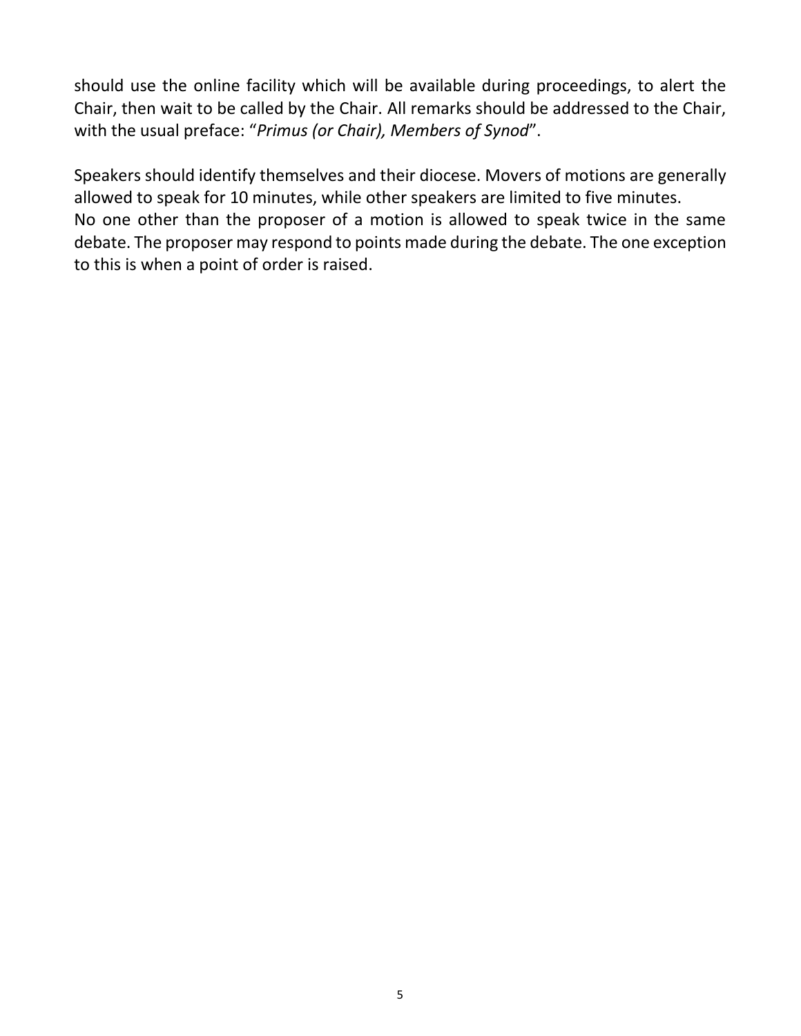should use the online facility which will be available during proceedings, to alert the Chair, then wait to be called by the Chair. All remarks should be addressed to the Chair, with the usual preface: "*Primus (or Chair), Members of Synod*".

Speakers should identify themselves and their diocese. Movers of motions are generally allowed to speak for 10 minutes, while other speakers are limited to five minutes.
No one other than the proposer of a motion is allowed to speak twice in the same debate. The proposer may respond to points made during the debate. The one exception to this is when a point of order is raised.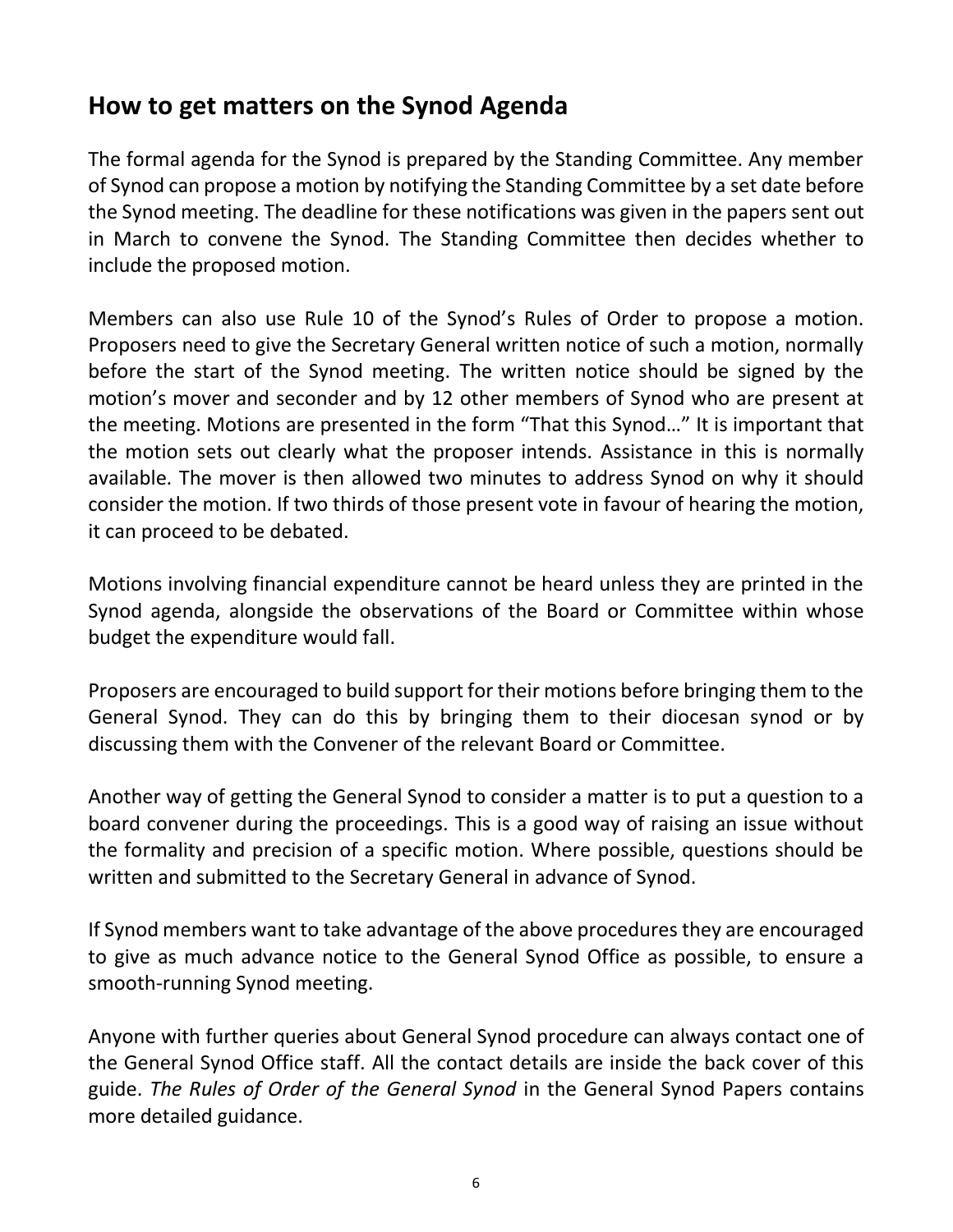## How to get matters on the Synod Agenda

The formal agenda for the Synod is prepared by the Standing Committee. Any member of Synod can propose a motion by notifying the Standing Committee by a set date before the Synod meeting. The deadline for these notifications was given in the papers sent out in March to convene the Synod. The Standing Committee then decides whether to include the proposed motion.

Members can also use Rule 10 of the Synod's Rules of Order to propose a motion. Proposers need to give the Secretary General written notice of such a motion, normally before the start of the Synod meeting. The written notice should be signed by the motion's mover and seconder and by 12 other members of Synod who are present at the meeting. Motions are presented in the form "That this Synod…" It is important that the motion sets out clearly what the proposer intends. Assistance in this is normally available. The mover is then allowed two minutes to address Synod on why it should consider the motion. If two thirds of those present vote in favour of hearing the motion, it can proceed to be debated.

Motions involving financial expenditure cannot be heard unless they are printed in the Synod agenda, alongside the observations of the Board or Committee within whose budget the expenditure would fall.

Proposers are encouraged to build support for their motions before bringing them to the General Synod. They can do this by bringing them to their diocesan synod or by discussing them with the Convener of the relevant Board or Committee.

Another way of getting the General Synod to consider a matter is to put a question to a board convener during the proceedings. This is a good way of raising an issue without the formality and precision of a specific motion. Where possible, questions should be written and submitted to the Secretary General in advance of Synod.

If Synod members want to take advantage of the above procedures they are encouraged to give as much advance notice to the General Synod Office as possible, to ensure a smooth-running Synod meeting.

Anyone with further queries about General Synod procedure can always contact one of the General Synod Office staff. All the contact details are inside the back cover of this guide. *The Rules of Order of the General Synod* in the General Synod Papers contains more detailed guidance.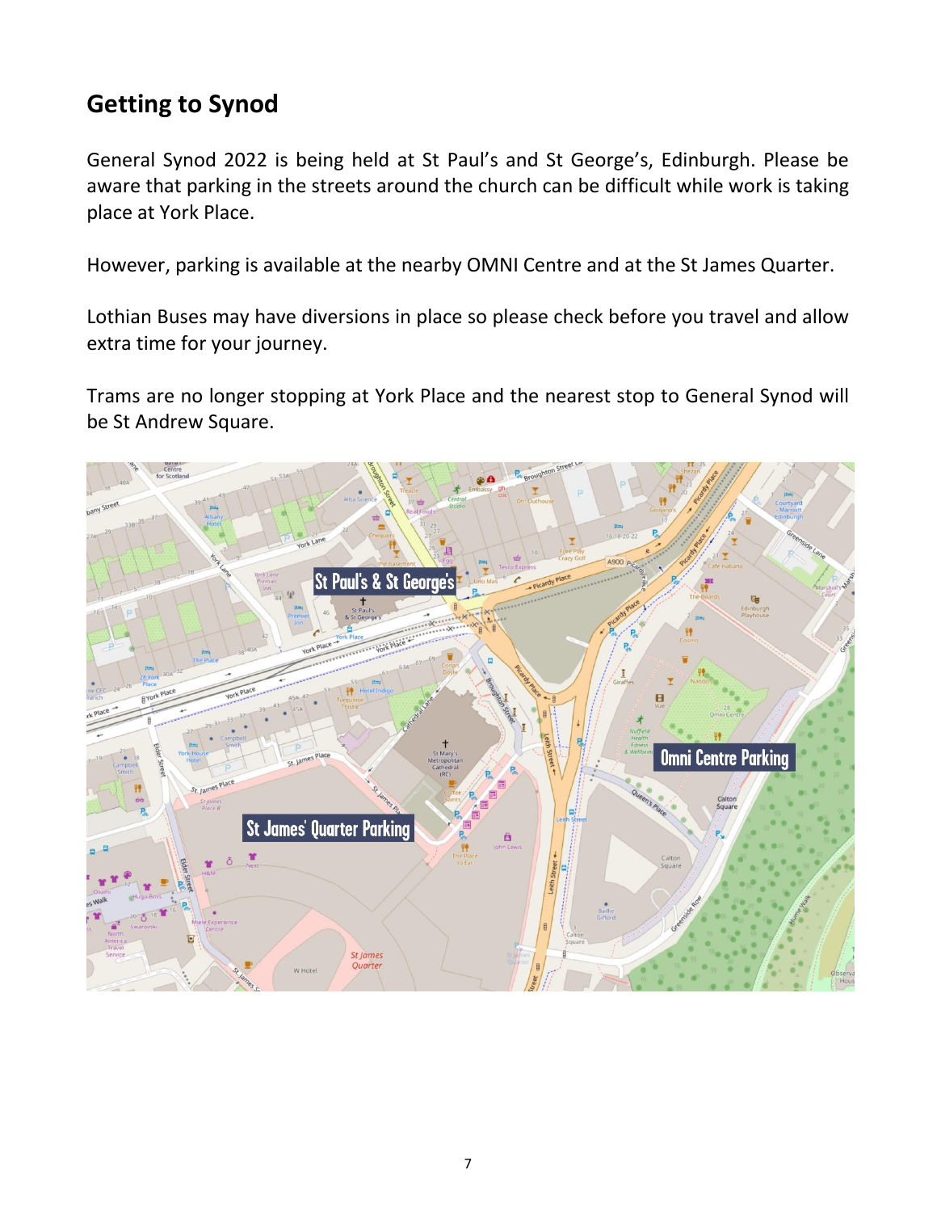## Getting to Synod

General Synod 2022 is being held at St Paul's and St George's, Edinburgh. Please be aware that parking in the streets around the church can be difficult while work is taking place at York Place.

However, parking is available at the nearby OMNI Centre and at the St James Quarter.

Lothian Buses may have diversions in place so please check before you travel and allow extra time for your journey.

Trams are no longer stopping at York Place and the nearest stop to General Synod will be St Andrew Square.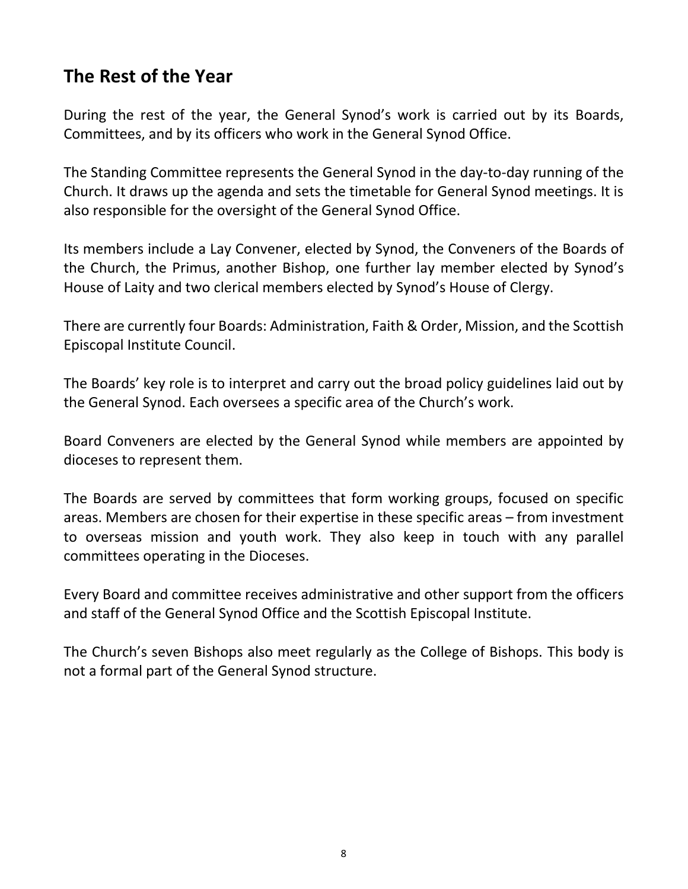## The Rest of the Year

During the rest of the year, the General Synod's work is carried out by its Boards, Committees, and by its officers who work in the General Synod Office.

The Standing Committee represents the General Synod in the day-to-day running of the Church. It draws up the agenda and sets the timetable for General Synod meetings. It is also responsible for the oversight of the General Synod Office.

Its members include a Lay Convener, elected by Synod, the Conveners of the Boards of the Church, the Primus, another Bishop, one further lay member elected by Synod's House of Laity and two clerical members elected by Synod's House of Clergy.

There are currently four Boards: Administration, Faith & Order, Mission, and the Scottish Episcopal Institute Council.

The Boards' key role is to interpret and carry out the broad policy guidelines laid out by the General Synod. Each oversees a specific area of the Church's work.

Board Conveners are elected by the General Synod while members are appointed by dioceses to represent them.

The Boards are served by committees that form working groups, focused on specific areas. Members are chosen for their expertise in these specific areas – from investment to overseas mission and youth work. They also keep in touch with any parallel committees operating in the Dioceses.

Every Board and committee receives administrative and other support from the officers and staff of the General Synod Office and the Scottish Episcopal Institute.

The Church's seven Bishops also meet regularly as the College of Bishops. This body is not a formal part of the General Synod structure.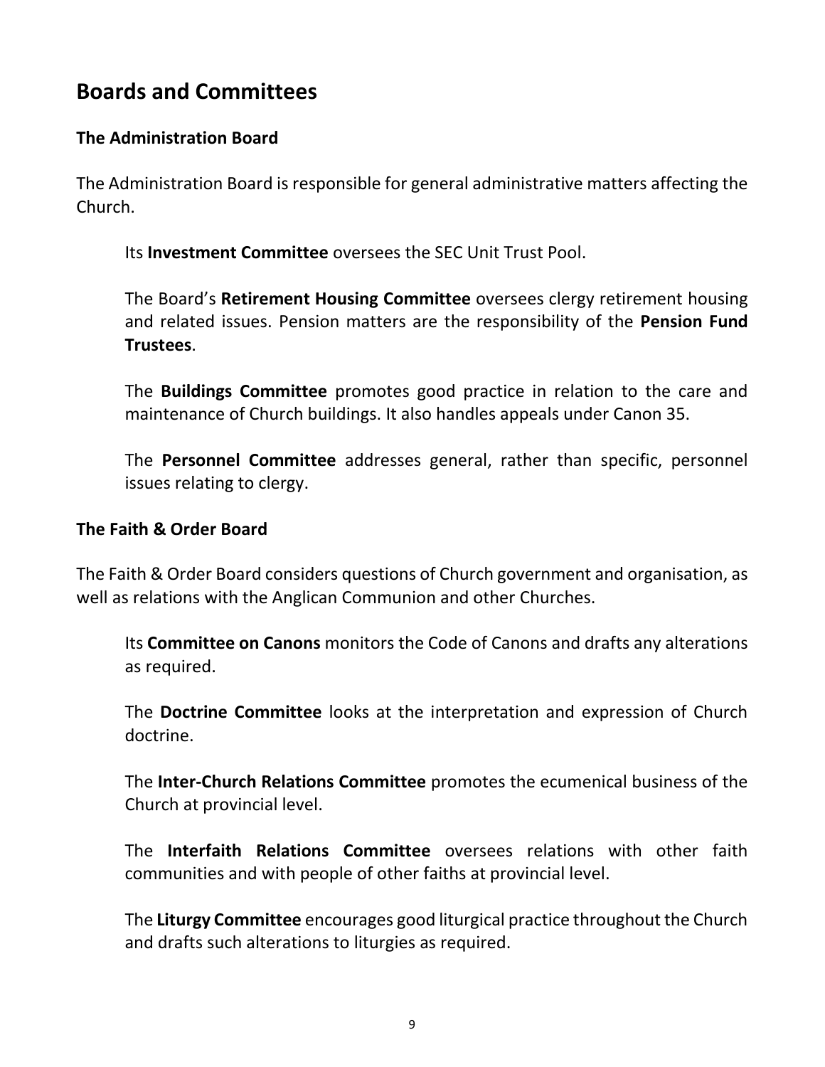## Boards and Committees

### The Administration Board

The Administration Board is responsible for general administrative matters affecting the Church.

Its **Investment Committee** oversees the SEC Unit Trust Pool.

The Board's **Retirement Housing Committee** oversees clergy retirement housing and related issues. Pension matters are the responsibility of the **Pension Fund Trustees**.

The **Buildings Committee** promotes good practice in relation to the care and maintenance of Church buildings. It also handles appeals under Canon 35.

The **Personnel Committee** addresses general, rather than specific, personnel issues relating to clergy.

### The Faith & Order Board

The Faith & Order Board considers questions of Church government and organisation, as well as relations with the Anglican Communion and other Churches.

Its **Committee on Canons** monitors the Code of Canons and drafts any alterations as required.

The **Doctrine Committee** looks at the interpretation and expression of Church doctrine.

The **Inter-Church Relations Committee** promotes the ecumenical business of the Church at provincial level.

The **Interfaith Relations Committee** oversees relations with other faith communities and with people of other faiths at provincial level.

The **Liturgy Committee** encourages good liturgical practice throughout the Church and drafts such alterations to liturgies as required.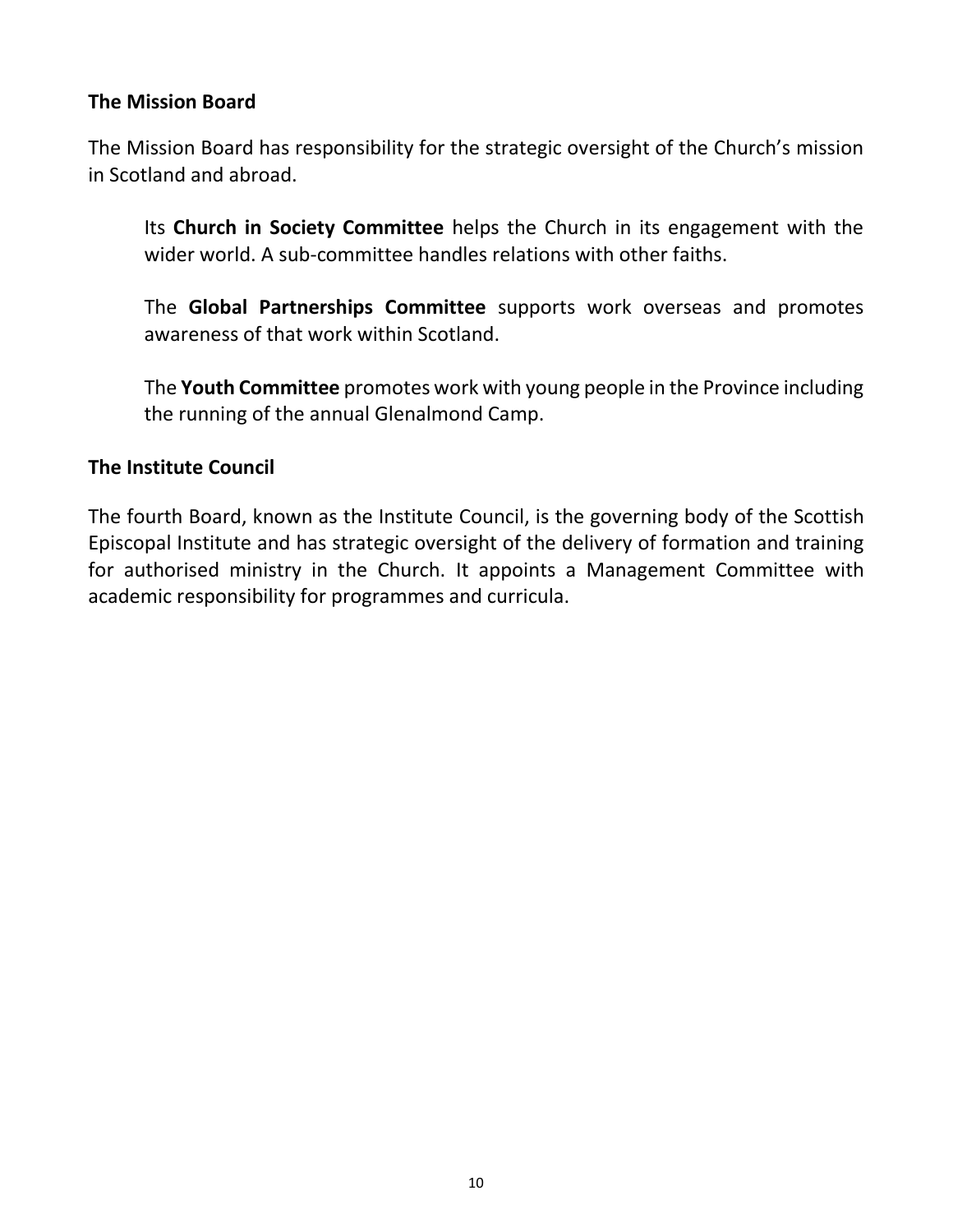**The Mission Board**

The Mission Board has responsibility for the strategic oversight of the Church's mission in Scotland and abroad.

Its **Church in Society Committee** helps the Church in its engagement with the wider world. A sub-committee handles relations with other faiths.

The **Global Partnerships Committee** supports work overseas and promotes awareness of that work within Scotland.

The **Youth Committee** promotes work with young people in the Province including the running of the annual Glenalmond Camp.

**The Institute Council**

The fourth Board, known as the Institute Council, is the governing body of the Scottish Episcopal Institute and has strategic oversight of the delivery of formation and training for authorised ministry in the Church. It appoints a Management Committee with academic responsibility for programmes and curricula.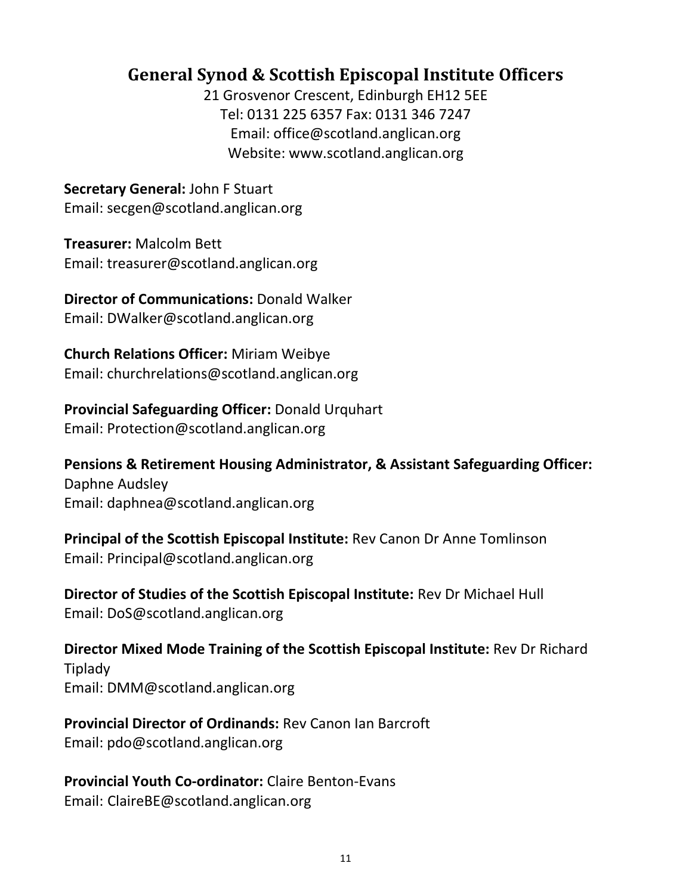## General Synod & Scottish Episcopal Institute Officers

21 Grosvenor Crescent, Edinburgh EH12 5EE
Tel: 0131 225 6357 Fax: 0131 346 7247
Email: office@scotland.anglican.org
Website: www.scotland.anglican.org

**Secretary General:** John F Stuart
Email: secgen@scotland.anglican.org

**Treasurer:** Malcolm Bett
Email: treasurer@scotland.anglican.org

**Director of Communications:** Donald Walker
Email: DWalker@scotland.anglican.org

**Church Relations Officer:** Miriam Weibye
Email: churchrelations@scotland.anglican.org

**Provincial Safeguarding Officer:** Donald Urquhart
Email: Protection@scotland.anglican.org

**Pensions & Retirement Housing Administrator, & Assistant Safeguarding Officer:**
Daphne Audsley
Email: daphnea@scotland.anglican.org

**Principal of the Scottish Episcopal Institute:** Rev Canon Dr Anne Tomlinson
Email: Principal@scotland.anglican.org

**Director of Studies of the Scottish Episcopal Institute:** Rev Dr Michael Hull
Email: DoS@scotland.anglican.org

**Director Mixed Mode Training of the Scottish Episcopal Institute:** Rev Dr Richard Tiplady
Email: DMM@scotland.anglican.org

**Provincial Director of Ordinands:** Rev Canon Ian Barcroft
Email: pdo@scotland.anglican.org

**Provincial Youth Co-ordinator:** Claire Benton-Evans
Email: ClaireBE@scotland.anglican.org